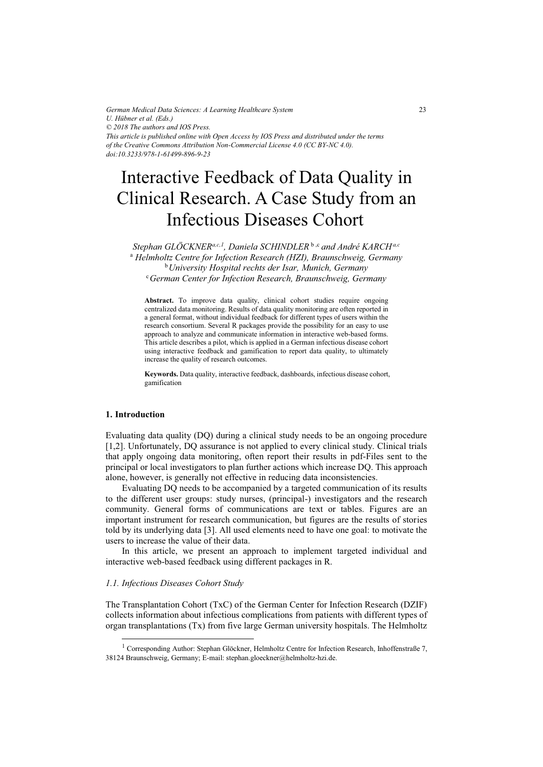# Interactive Feedback of Data Quality in Clinical Research. A Case Study from an Infectious Diseases Cohort

*Stephan GLÖCKNER*[a,c,1], *Daniela SCHINDLER*[b,c] *and André KARCH*[a,c]

[a] *Helmholtz Centre for Infection Research (HZI), Braunschweig, Germany*
[b] *University Hospital rechts der Isar, Munich, Germany*
[c] *German Center for Infection Research, Braunschweig, Germany*

**Abstract.** To improve data quality, clinical cohort studies require ongoing centralized data monitoring. Results of data quality monitoring are often reported in a general format, without individual feedback for different types of users within the research consortium. Several R packages provide the possibility for an easy to use approach to analyze and communicate information in interactive web-based forms. This article describes a pilot, which is applied in a German infectious disease cohort using interactive feedback and gamification to report data quality, to ultimately increase the quality of research outcomes.

**Keywords.** Data quality, interactive feedback, dashboards, infectious disease cohort, gamification

## 1. Introduction

Evaluating data quality (DQ) during a clinical study needs to be an ongoing procedure [1,2]. Unfortunately, DQ assurance is not applied to every clinical study. Clinical trials that apply ongoing data monitoring, often report their results in pdf-Files sent to the principal or local investigators to plan further actions which increase DQ. This approach alone, however, is generally not effective in reducing data inconsistencies.

Evaluating DQ needs to be accompanied by a targeted communication of its results to the different user groups: study nurses, (principal-) investigators and the research community. General forms of communications are text or tables. Figures are an important instrument for research communication, but figures are the results of stories told by its underlying data [3]. All used elements need to have one goal: to motivate the users to increase the value of their data.

In this article, we present an approach to implement targeted individual and interactive web-based feedback using different packages in R.

### *1.1. Infectious Diseases Cohort Study*

The Transplantation Cohort (TxC) of the German Center for Infection Research (DZIF) collects information about infectious complications from patients with different types of organ transplantations (Tx) from five large German university hospitals. The Helmholtz

[1] Corresponding Author: Stephan Glöckner, Helmholtz Centre for Infection Research, Inhoffenstraße 7, 38124 Braunschweig, Germany; E-mail: stephan.gloeckner@helmholtz-hzi.de.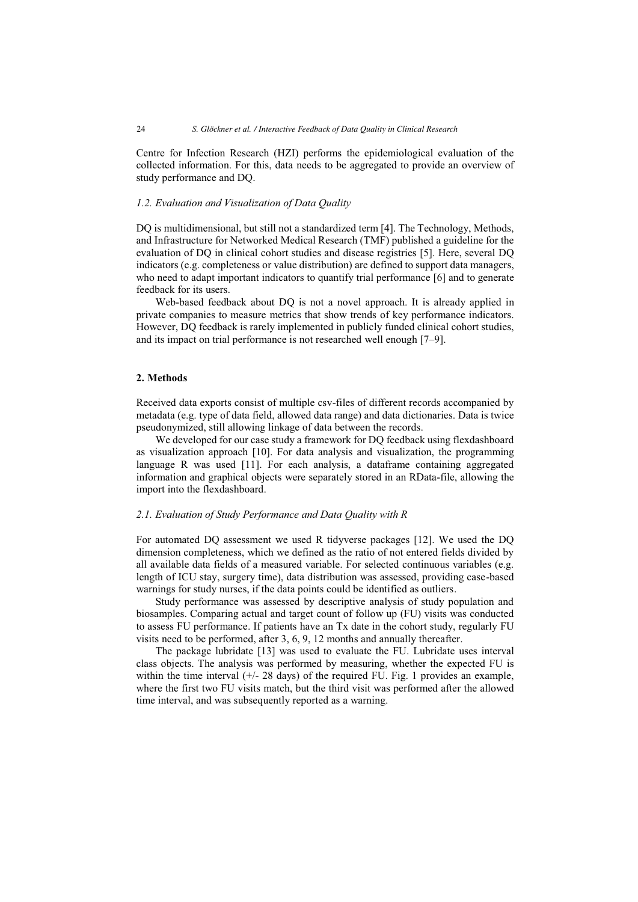Centre for Infection Research (HZI) performs the epidemiological evaluation of the collected information. For this, data needs to be aggregated to provide an overview of study performance and DQ.

### *1.2. Evaluation and Visualization of Data Quality*

DQ is multidimensional, but still not a standardized term [4]. The Technology, Methods, and Infrastructure for Networked Medical Research (TMF) published a guideline for the evaluation of DQ in clinical cohort studies and disease registries [5]. Here, several DQ indicators (e.g. completeness or value distribution) are defined to support data managers, who need to adapt important indicators to quantify trial performance [6] and to generate feedback for its users.

Web-based feedback about DQ is not a novel approach. It is already applied in private companies to measure metrics that show trends of key performance indicators. However, DQ feedback is rarely implemented in publicly funded clinical cohort studies, and its impact on trial performance is not researched well enough [7–9].

## 2. Methods

Received data exports consist of multiple csv-files of different records accompanied by metadata (e.g. type of data field, allowed data range) and data dictionaries. Data is twice pseudonymized, still allowing linkage of data between the records.

We developed for our case study a framework for DQ feedback using flexdashboard as visualization approach [10]. For data analysis and visualization, the programming language R was used [11]. For each analysis, a dataframe containing aggregated information and graphical objects were separately stored in an RData-file, allowing the import into the flexdashboard.

### *2.1. Evaluation of Study Performance and Data Quality with R*

For automated DQ assessment we used R tidyverse packages [12]. We used the DQ dimension completeness, which we defined as the ratio of not entered fields divided by all available data fields of a measured variable. For selected continuous variables (e.g. length of ICU stay, surgery time), data distribution was assessed, providing case-based warnings for study nurses, if the data points could be identified as outliers.

Study performance was assessed by descriptive analysis of study population and biosamples. Comparing actual and target count of follow up (FU) visits was conducted to assess FU performance. If patients have an Tx date in the cohort study, regularly FU visits need to be performed, after 3, 6, 9, 12 months and annually thereafter.

The package lubridate [13] was used to evaluate the FU. Lubridate uses interval class objects. The analysis was performed by measuring, whether the expected FU is within the time interval (+/- 28 days) of the required FU. Fig. 1 provides an example, where the first two FU visits match, but the third visit was performed after the allowed time interval, and was subsequently reported as a warning.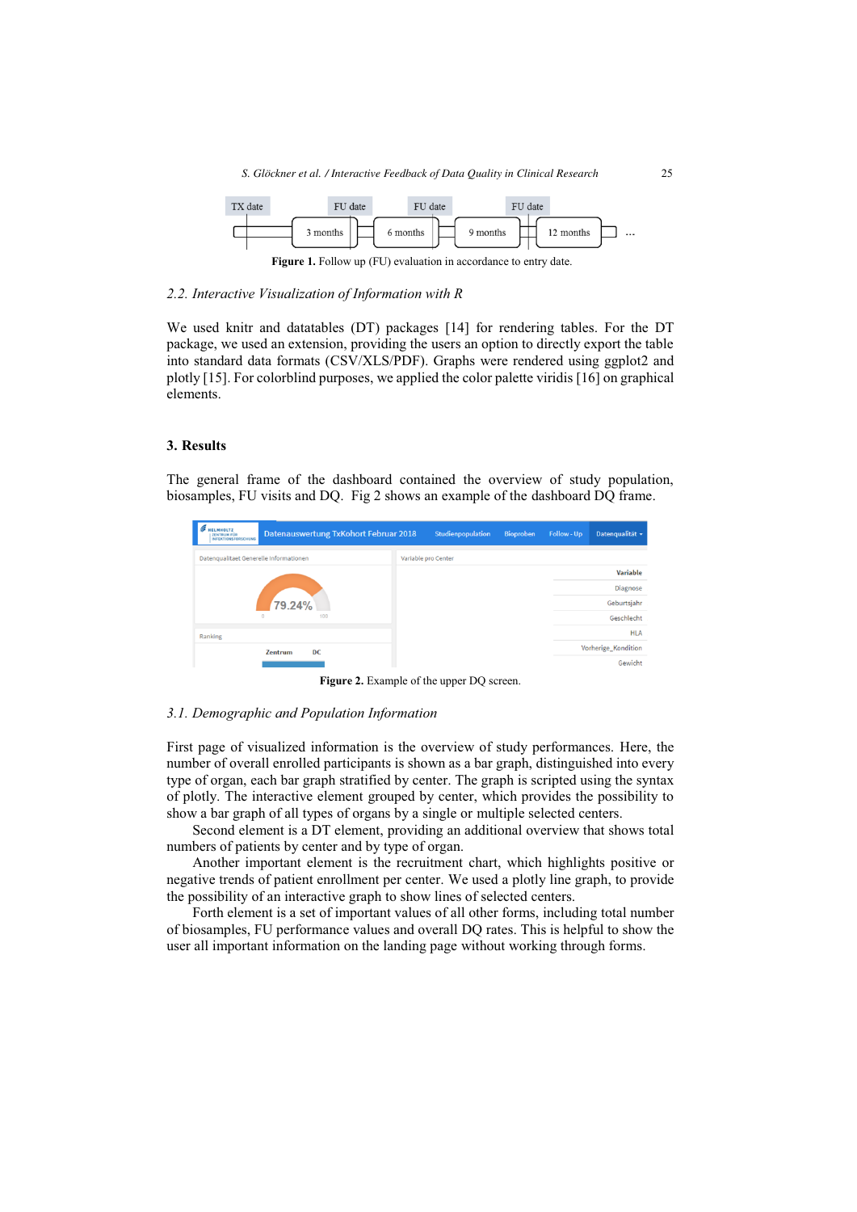Figure 1. Follow up (FU) evaluation in accordance to entry date.

### 2.2. Interactive Visualization of Information with R

We used knitr and datatables (DT) packages [14] for rendering tables. For the DT package, we used an extension, providing the users an option to directly export the table into standard data formats (CSV/XLS/PDF). Graphs were rendered using ggplot2 and plotly [15]. For colorblind purposes, we applied the color palette viridis [16] on graphical elements.

## 3. Results

The general frame of the dashboard contained the overview of study population, biosamples, FU visits and DQ. Fig 2 shows an example of the dashboard DQ frame.

Figure 2. Example of the upper DQ screen.

### 3.1. Demographic and Population Information

First page of visualized information is the overview of study performances. Here, the number of overall enrolled participants is shown as a bar graph, distinguished into every type of organ, each bar graph stratified by center. The graph is scripted using the syntax of plotly. The interactive element grouped by center, which provides the possibility to show a bar graph of all types of organs by a single or multiple selected centers.

Second element is a DT element, providing an additional overview that shows total numbers of patients by center and by type of organ.

Another important element is the recruitment chart, which highlights positive or negative trends of patient enrollment per center. We used a plotly line graph, to provide the possibility of an interactive graph to show lines of selected centers.

Forth element is a set of important values of all other forms, including total number of biosamples, FU performance values and overall DQ rates. This is helpful to show the user all important information on the landing page without working through forms.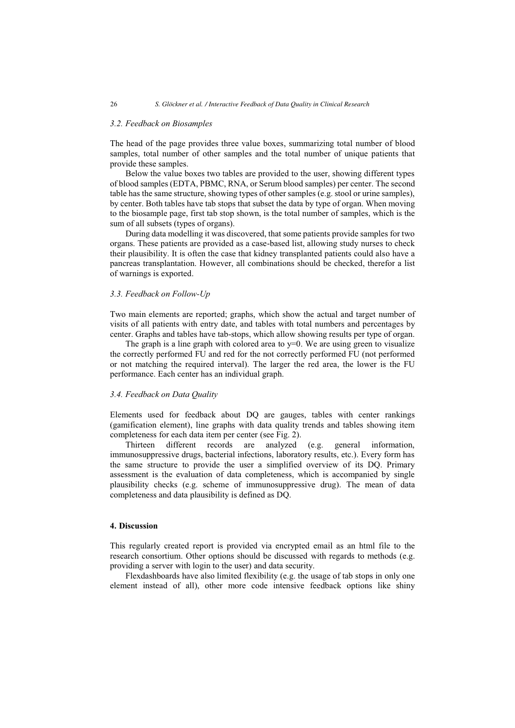### *3.2. Feedback on Biosamples*

The head of the page provides three value boxes, summarizing total number of blood samples, total number of other samples and the total number of unique patients that provide these samples.

Below the value boxes two tables are provided to the user, showing different types of blood samples (EDTA, PBMC, RNA, or Serum blood samples) per center. The second table has the same structure, showing types of other samples (e.g. stool or urine samples), by center. Both tables have tab stops that subset the data by type of organ. When moving to the biosample page, first tab stop shown, is the total number of samples, which is the sum of all subsets (types of organs).

During data modelling it was discovered, that some patients provide samples for two organs. These patients are provided as a case-based list, allowing study nurses to check their plausibility. It is often the case that kidney transplanted patients could also have a pancreas transplantation. However, all combinations should be checked, therefor a list of warnings is exported.

### *3.3. Feedback on Follow-Up*

Two main elements are reported; graphs, which show the actual and target number of visits of all patients with entry date, and tables with total numbers and percentages by center. Graphs and tables have tab-stops, which allow showing results per type of organ.

The graph is a line graph with colored area to y=0. We are using green to visualize the correctly performed FU and red for the not correctly performed FU (not performed or not matching the required interval). The larger the red area, the lower is the FU performance. Each center has an individual graph.

### *3.4. Feedback on Data Quality*

Elements used for feedback about DQ are gauges, tables with center rankings (gamification element), line graphs with data quality trends and tables showing item completeness for each data item per center (see Fig. 2).

Thirteen different records are analyzed (e.g. general information, immunosuppressive drugs, bacterial infections, laboratory results, etc.). Every form has the same structure to provide the user a simplified overview of its DQ. Primary assessment is the evaluation of data completeness, which is accompanied by single plausibility checks (e.g. scheme of immunosuppressive drug). The mean of data completeness and data plausibility is defined as DQ.

## **4. Discussion**

This regularly created report is provided via encrypted email as an html file to the research consortium. Other options should be discussed with regards to methods (e.g. providing a server with login to the user) and data security.

Flexdashboards have also limited flexibility (e.g. the usage of tab stops in only one element instead of all), other more code intensive feedback options like shiny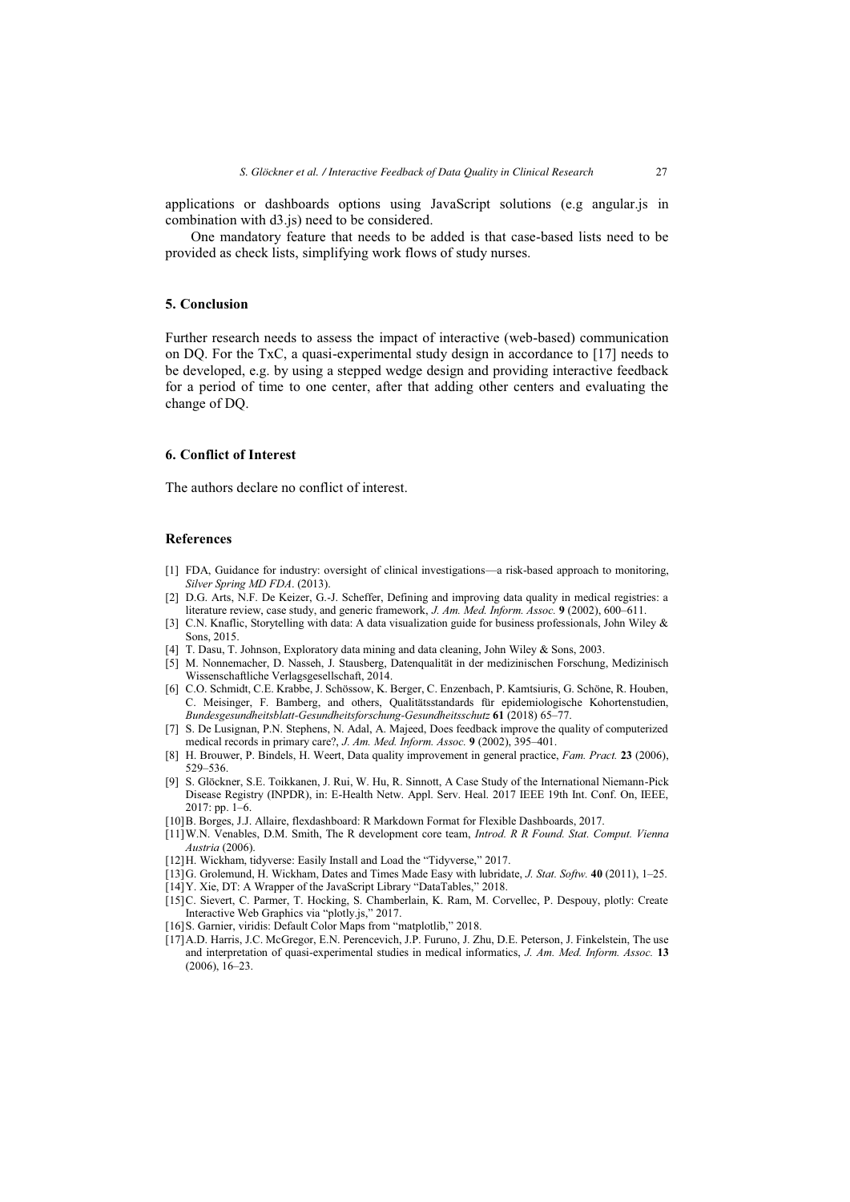applications or dashboards options using JavaScript solutions (e.g angular.js in combination with d3.js) need to be considered.

One mandatory feature that needs to be added is that case-based lists need to be provided as check lists, simplifying work flows of study nurses.

## 5. Conclusion

Further research needs to assess the impact of interactive (web-based) communication on DQ. For the TxC, a quasi-experimental study design in accordance to [17] needs to be developed, e.g. by using a stepped wedge design and providing interactive feedback for a period of time to one center, after that adding other centers and evaluating the change of DQ.

## 6. Conflict of Interest

The authors declare no conflict of interest.

## References

[1] FDA, Guidance for industry: oversight of clinical investigations—a risk-based approach to monitoring, *Silver Spring MD FDA*. (2013).

[2] D.G. Arts, N.F. De Keizer, G.-J. Scheffer, Defining and improving data quality in medical registries: a literature review, case study, and generic framework, *J. Am. Med. Inform. Assoc.* **9** (2002), 600–611.

[3] C.N. Knaflic, Storytelling with data: A data visualization guide for business professionals, John Wiley & Sons, 2015.

[4] T. Dasu, T. Johnson, Exploratory data mining and data cleaning, John Wiley & Sons, 2003.

[5] M. Nonnemacher, D. Nasseh, J. Stausberg, Datenqualität in der medizinischen Forschung, Medizinisch Wissenschaftliche Verlagsgesellschaft, 2014.

[6] C.O. Schmidt, C.E. Krabbe, J. Schössow, K. Berger, C. Enzenbach, P. Kamtsiuris, G. Schöne, R. Houben, C. Meisinger, F. Bamberg, and others, Qualitätsstandards für epidemiologische Kohortenstudien, *Bundesgesundheitsblatt-Gesundheitsforschung-Gesundheitsschutz* **61** (2018) 65–77.

[7] S. De Lusignan, P.N. Stephens, N. Adal, A. Majeed, Does feedback improve the quality of computerized medical records in primary care?, *J. Am. Med. Inform. Assoc.* **9** (2002), 395–401.

[8] H. Brouwer, P. Bindels, H. Weert, Data quality improvement in general practice, *Fam. Pract.* **23** (2006), 529–536.

[9] S. Glöckner, S.E. Toikkanen, J. Rui, W. Hu, R. Sinnott, A Case Study of the International Niemann-Pick Disease Registry (INPDR), in: E-Health Netw. Appl. Serv. Heal. 2017 IEEE 19th Int. Conf. On, IEEE, 2017: pp. 1–6.

[10] B. Borges, J.J. Allaire, flexdashboard: R Markdown Format for Flexible Dashboards, 2017.

[11] W.N. Venables, D.M. Smith, The R development core team, *Introd. R R Found. Stat. Comput. Vienna Austria* (2006).

[12] H. Wickham, tidyverse: Easily Install and Load the "Tidyverse," 2017.

[13] G. Grolemund, H. Wickham, Dates and Times Made Easy with lubridate, *J. Stat. Softw.* **40** (2011), 1–25.

[14] Y. Xie, DT: A Wrapper of the JavaScript Library "DataTables," 2018.

[15] C. Sievert, C. Parmer, T. Hocking, S. Chamberlain, K. Ram, M. Corvellec, P. Despouy, plotly: Create Interactive Web Graphics via "plotly.js," 2017.

[16] S. Garnier, viridis: Default Color Maps from "matplotlib," 2018.

[17] A.D. Harris, J.C. McGregor, E.N. Perencevich, J.P. Furuno, J. Zhu, D.E. Peterson, J. Finkelstein, The use and interpretation of quasi-experimental studies in medical informatics, *J. Am. Med. Inform. Assoc.* **13** (2006), 16–23.